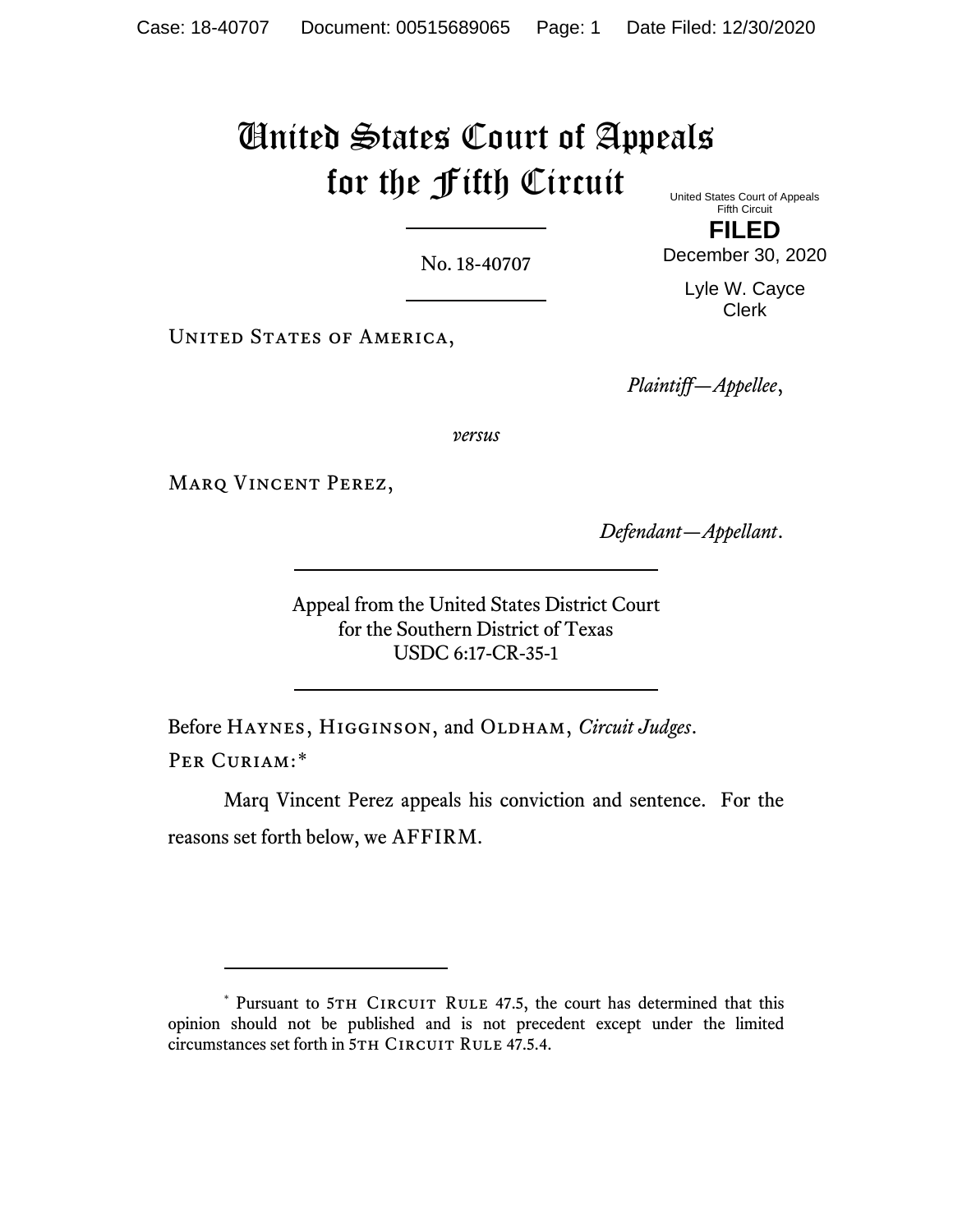# United States Court of Appeals for the Fifth Circuit

United States Court of Appeals
Fifth Circuit

**FILED**

December 30, 2020

Lyle W. Cayce
Clerk

No. 18-40707

United States of America,

*Plaintiff—Appellee*,

*versus*

Marq Vincent Perez,

*Defendant—Appellant*.

Appeal from the United States District Court
for the Southern District of Texas
USDC 6:17-CR-35-1

Before Haynes, Higginson, and Oldham, *Circuit Judges*.

Per Curiam:*

Marq Vincent Perez appeals his conviction and sentence. For the reasons set forth below, we AFFIRM.

* Pursuant to 5th Circuit Rule 47.5, the court has determined that this opinion should not be published and is not precedent except under the limited circumstances set forth in 5th Circuit Rule 47.5.4.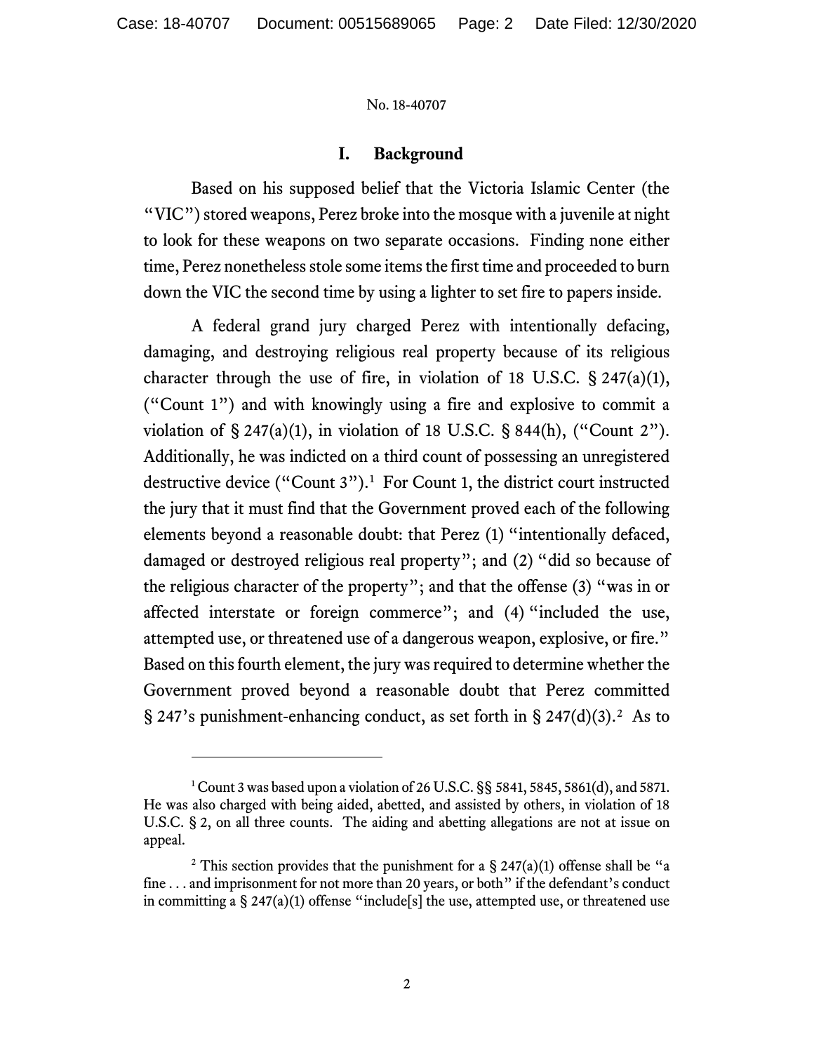No. 18-40707

## I. Background

Based on his supposed belief that the Victoria Islamic Center (the "VIC") stored weapons, Perez broke into the mosque with a juvenile at night to look for these weapons on two separate occasions. Finding none either time, Perez nonetheless stole some items the first time and proceeded to burn down the VIC the second time by using a lighter to set fire to papers inside.

A federal grand jury charged Perez with intentionally defacing, damaging, and destroying religious real property because of its religious character through the use of fire, in violation of 18 U.S.C. § 247(a)(1), ("Count 1") and with knowingly using a fire and explosive to commit a violation of § 247(a)(1), in violation of 18 U.S.C. § 844(h), ("Count 2"). Additionally, he was indicted on a third count of possessing an unregistered destructive device ("Count 3").[1] For Count 1, the district court instructed the jury that it must find that the Government proved each of the following elements beyond a reasonable doubt: that Perez (1) "intentionally defaced, damaged or destroyed religious real property"; and (2) "did so because of the religious character of the property"; and that the offense (3) "was in or affected interstate or foreign commerce"; and (4) "included the use, attempted use, or threatened use of a dangerous weapon, explosive, or fire." Based on this fourth element, the jury was required to determine whether the Government proved beyond a reasonable doubt that Perez committed § 247's punishment-enhancing conduct, as set forth in § 247(d)(3).[2] As to

---

[1] Count 3 was based upon a violation of 26 U.S.C. §§ 5841, 5845, 5861(d), and 5871. He was also charged with being aided, abetted, and assisted by others, in violation of 18 U.S.C. § 2, on all three counts. The aiding and abetting allegations are not at issue on appeal.

[2] This section provides that the punishment for a § 247(a)(1) offense shall be "a fine . . . and imprisonment for not more than 20 years, or both" if the defendant's conduct in committing a § 247(a)(1) offense "include[s] the use, attempted use, or threatened use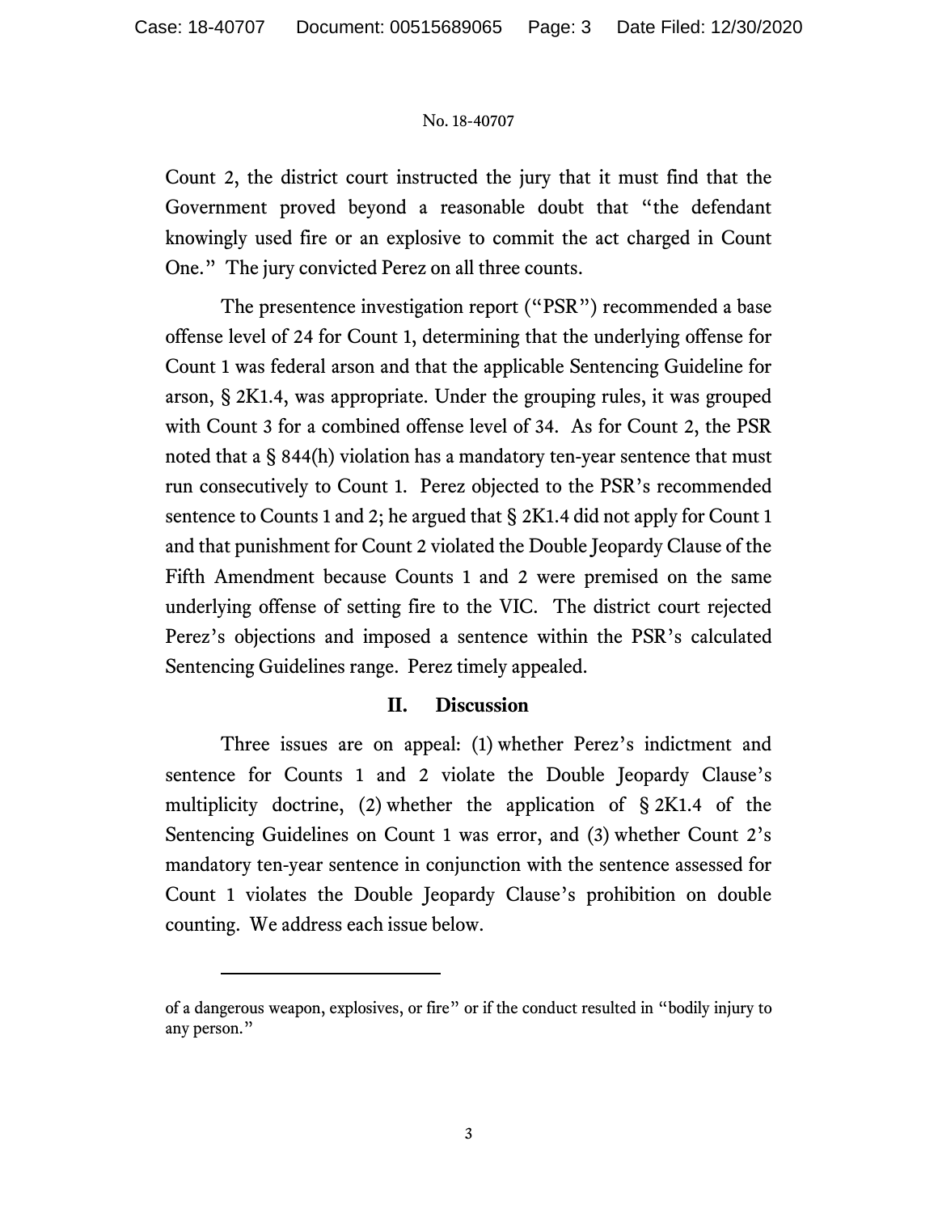Count 2, the district court instructed the jury that it must find that the Government proved beyond a reasonable doubt that "the defendant knowingly used fire or an explosive to commit the act charged in Count One." The jury convicted Perez on all three counts.

The presentence investigation report ("PSR") recommended a base offense level of 24 for Count 1, determining that the underlying offense for Count 1 was federal arson and that the applicable Sentencing Guideline for arson, § 2K1.4, was appropriate. Under the grouping rules, it was grouped with Count 3 for a combined offense level of 34. As for Count 2, the PSR noted that a § 844(h) violation has a mandatory ten-year sentence that must run consecutively to Count 1. Perez objected to the PSR's recommended sentence to Counts 1 and 2; he argued that § 2K1.4 did not apply for Count 1 and that punishment for Count 2 violated the Double Jeopardy Clause of the Fifth Amendment because Counts 1 and 2 were premised on the same underlying offense of setting fire to the VIC. The district court rejected Perez's objections and imposed a sentence within the PSR's calculated Sentencing Guidelines range. Perez timely appealed.

## II. Discussion

Three issues are on appeal: (1) whether Perez's indictment and sentence for Counts 1 and 2 violate the Double Jeopardy Clause's multiplicity doctrine, (2) whether the application of § 2K1.4 of the Sentencing Guidelines on Count 1 was error, and (3) whether Count 2's mandatory ten-year sentence in conjunction with the sentence assessed for Count 1 violates the Double Jeopardy Clause's prohibition on double counting. We address each issue below.

---

of a dangerous weapon, explosives, or fire" or if the conduct resulted in "bodily injury to any person."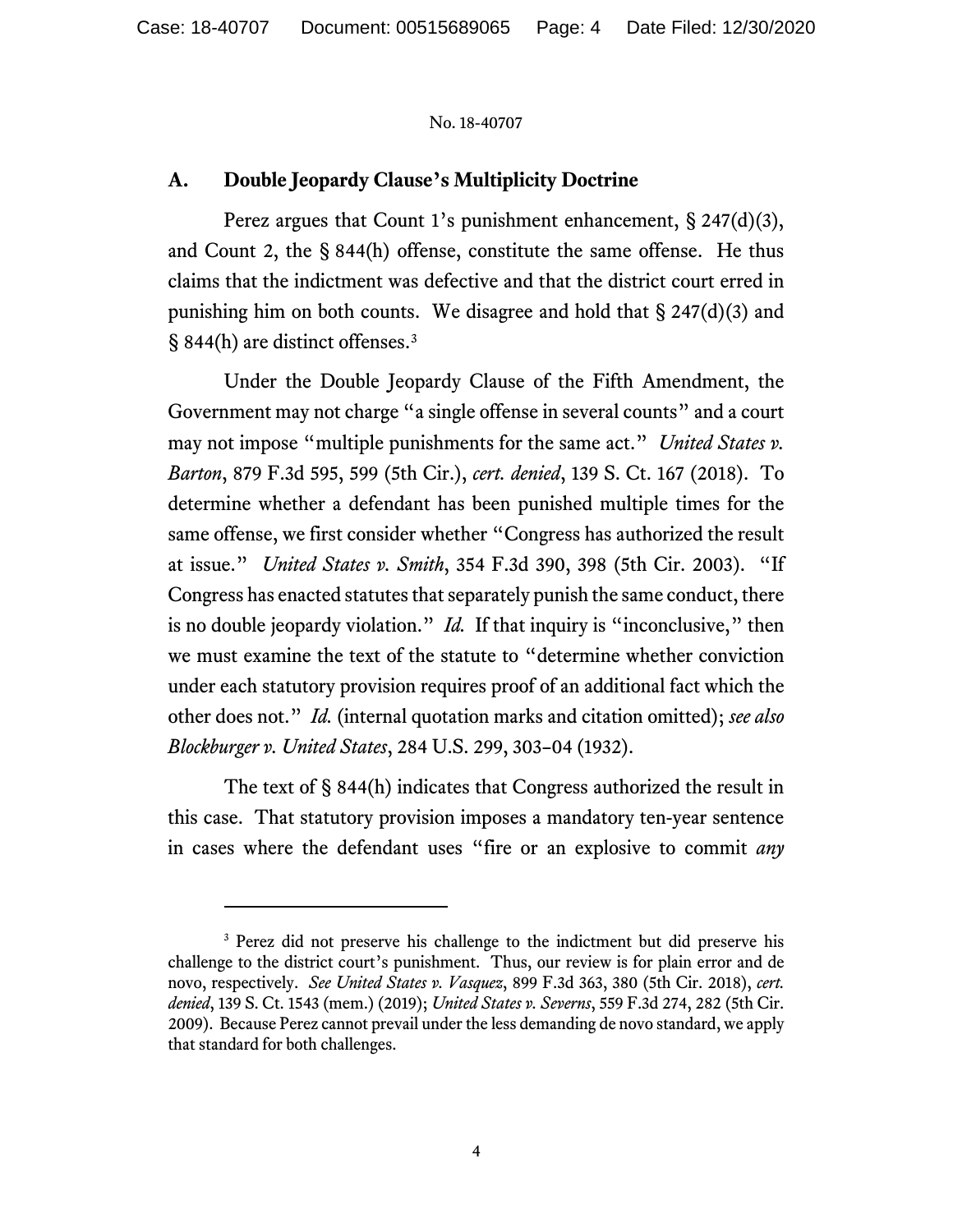### A. Double Jeopardy Clause's Multiplicity Doctrine

Perez argues that Count 1's punishment enhancement, § 247(d)(3), and Count 2, the § 844(h) offense, constitute the same offense. He thus claims that the indictment was defective and that the district court erred in punishing him on both counts. We disagree and hold that § 247(d)(3) and § 844(h) are distinct offenses.[3]

Under the Double Jeopardy Clause of the Fifth Amendment, the Government may not charge "a single offense in several counts" and a court may not impose "multiple punishments for the same act." *United States v. Barton*, 879 F.3d 595, 599 (5th Cir.), *cert. denied*, 139 S. Ct. 167 (2018). To determine whether a defendant has been punished multiple times for the same offense, we first consider whether "Congress has authorized the result at issue." *United States v. Smith*, 354 F.3d 390, 398 (5th Cir. 2003). "If Congress has enacted statutes that separately punish the same conduct, there is no double jeopardy violation." *Id.* If that inquiry is "inconclusive," then we must examine the text of the statute to "determine whether conviction under each statutory provision requires proof of an additional fact which the other does not." *Id.* (internal quotation marks and citation omitted); *see also Blockburger v. United States*, 284 U.S. 299, 303–04 (1932).

The text of § 844(h) indicates that Congress authorized the result in this case. That statutory provision imposes a mandatory ten-year sentence in cases where the defendant uses "fire or an explosive to commit *any*

---

[3] Perez did not preserve his challenge to the indictment but did preserve his challenge to the district court's punishment. Thus, our review is for plain error and de novo, respectively. *See United States v. Vasquez*, 899 F.3d 363, 380 (5th Cir. 2018), *cert. denied*, 139 S. Ct. 1543 (mem.) (2019); *United States v. Severns*, 559 F.3d 274, 282 (5th Cir. 2009). Because Perez cannot prevail under the less demanding de novo standard, we apply that standard for both challenges.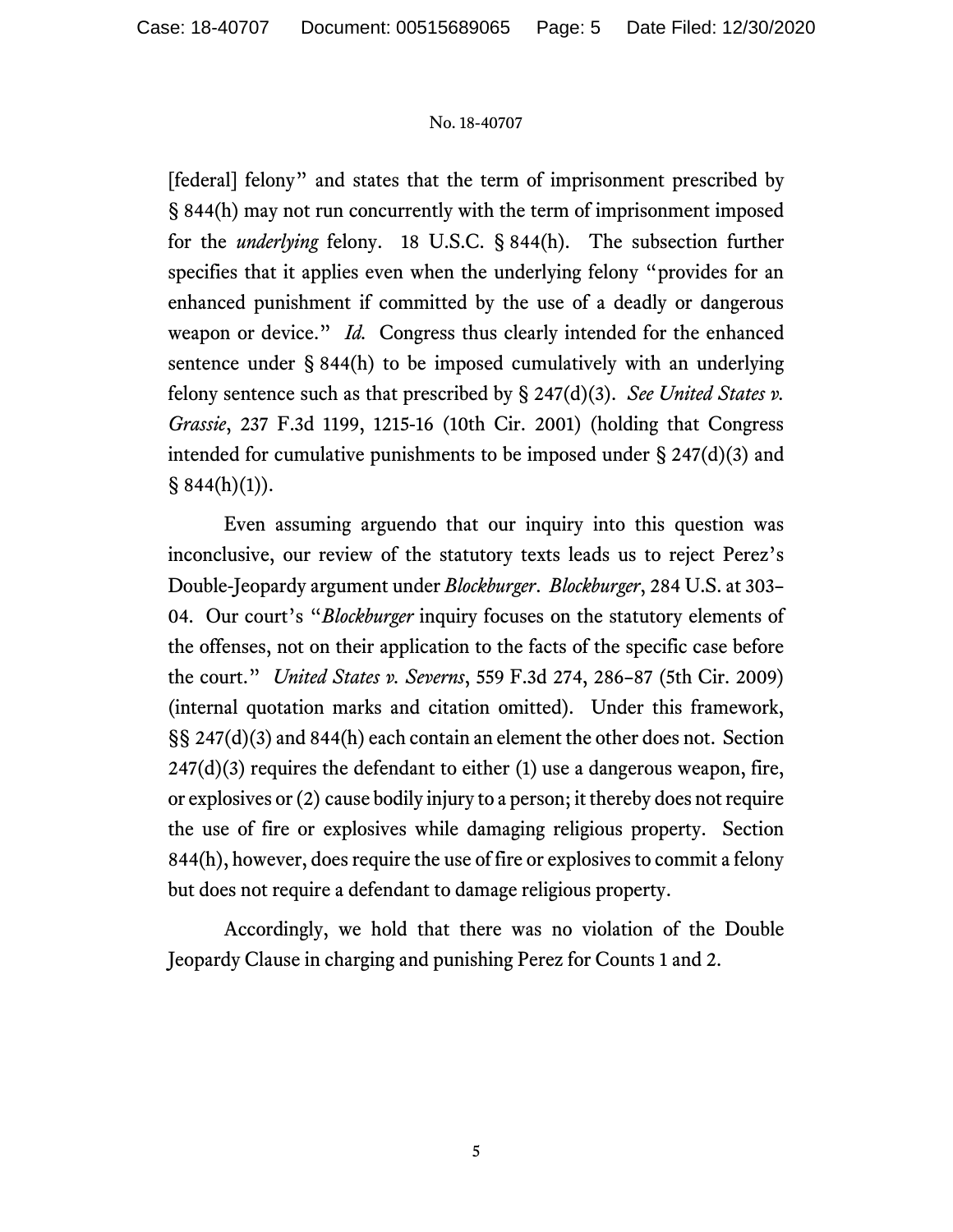[federal] felony" and states that the term of imprisonment prescribed by § 844(h) may not run concurrently with the term of imprisonment imposed for the *underlying* felony. 18 U.S.C. § 844(h). The subsection further specifies that it applies even when the underlying felony "provides for an enhanced punishment if committed by the use of a deadly or dangerous weapon or device." *Id.* Congress thus clearly intended for the enhanced sentence under § 844(h) to be imposed cumulatively with an underlying felony sentence such as that prescribed by § 247(d)(3). *See United States v. Grassie*, 237 F.3d 1199, 1215-16 (10th Cir. 2001) (holding that Congress intended for cumulative punishments to be imposed under § 247(d)(3) and § 844(h)(1)).

Even assuming arguendo that our inquiry into this question was inconclusive, our review of the statutory texts leads us to reject Perez's Double-Jeopardy argument under *Blockburger*. *Blockburger*, 284 U.S. at 303–04. Our court's "*Blockburger* inquiry focuses on the statutory elements of the offenses, not on their application to the facts of the specific case before the court." *United States v. Severns*, 559 F.3d 274, 286–87 (5th Cir. 2009) (internal quotation marks and citation omitted). Under this framework, §§ 247(d)(3) and 844(h) each contain an element the other does not. Section 247(d)(3) requires the defendant to either (1) use a dangerous weapon, fire, or explosives or (2) cause bodily injury to a person; it thereby does not require the use of fire or explosives while damaging religious property. Section 844(h), however, does require the use of fire or explosives to commit a felony but does not require a defendant to damage religious property.

Accordingly, we hold that there was no violation of the Double Jeopardy Clause in charging and punishing Perez for Counts 1 and 2.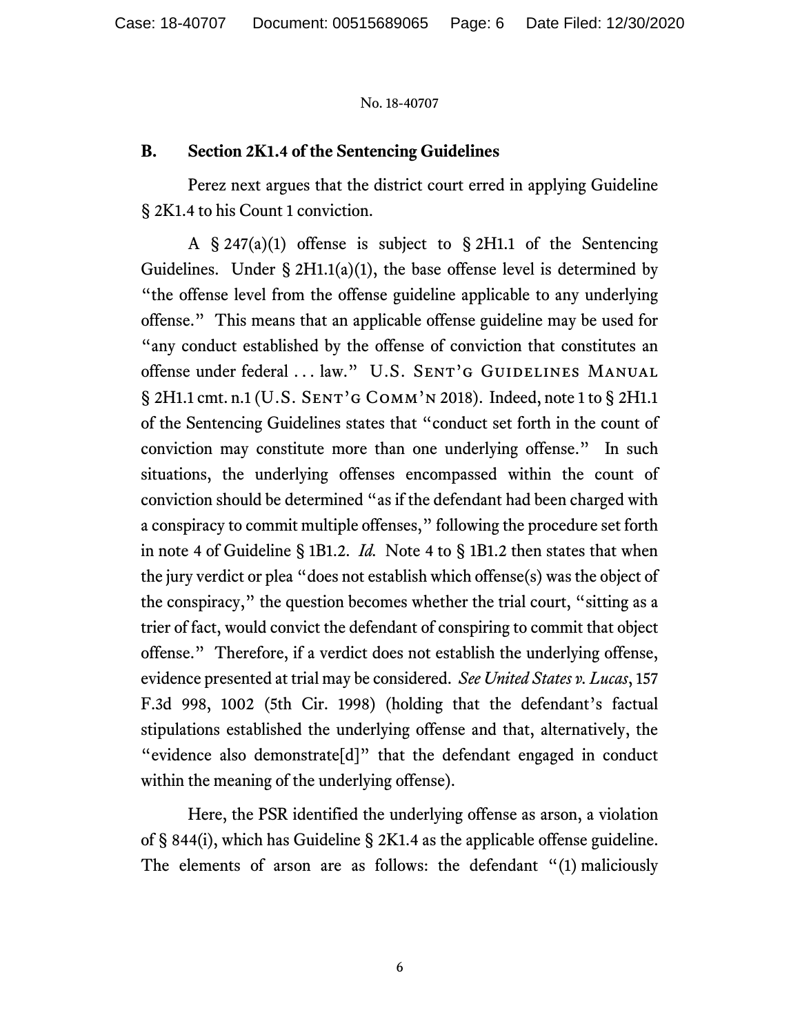### B. Section 2K1.4 of the Sentencing Guidelines

Perez next argues that the district court erred in applying Guideline § 2K1.4 to his Count 1 conviction.

A § 247(a)(1) offense is subject to § 2H1.1 of the Sentencing Guidelines. Under § 2H1.1(a)(1), the base offense level is determined by "the offense level from the offense guideline applicable to any underlying offense." This means that an applicable offense guideline may be used for "any conduct established by the offense of conviction that constitutes an offense under federal . . . law." U.S. SENT'G GUIDELINES MANUAL § 2H1.1 cmt. n.1 (U.S. SENT'G COMM'N 2018). Indeed, note 1 to § 2H1.1 of the Sentencing Guidelines states that "conduct set forth in the count of conviction may constitute more than one underlying offense." In such situations, the underlying offenses encompassed within the count of conviction should be determined "as if the defendant had been charged with a conspiracy to commit multiple offenses," following the procedure set forth in note 4 of Guideline § 1B1.2. *Id.* Note 4 to § 1B1.2 then states that when the jury verdict or plea "does not establish which offense(s) was the object of the conspiracy," the question becomes whether the trial court, "sitting as a trier of fact, would convict the defendant of conspiring to commit that object offense." Therefore, if a verdict does not establish the underlying offense, evidence presented at trial may be considered. *See United States v. Lucas*, 157 F.3d 998, 1002 (5th Cir. 1998) (holding that the defendant's factual stipulations established the underlying offense and that, alternatively, the "evidence also demonstrate[d]" that the defendant engaged in conduct within the meaning of the underlying offense).

Here, the PSR identified the underlying offense as arson, a violation of § 844(i), which has Guideline § 2K1.4 as the applicable offense guideline. The elements of arson are as follows: the defendant "(1) maliciously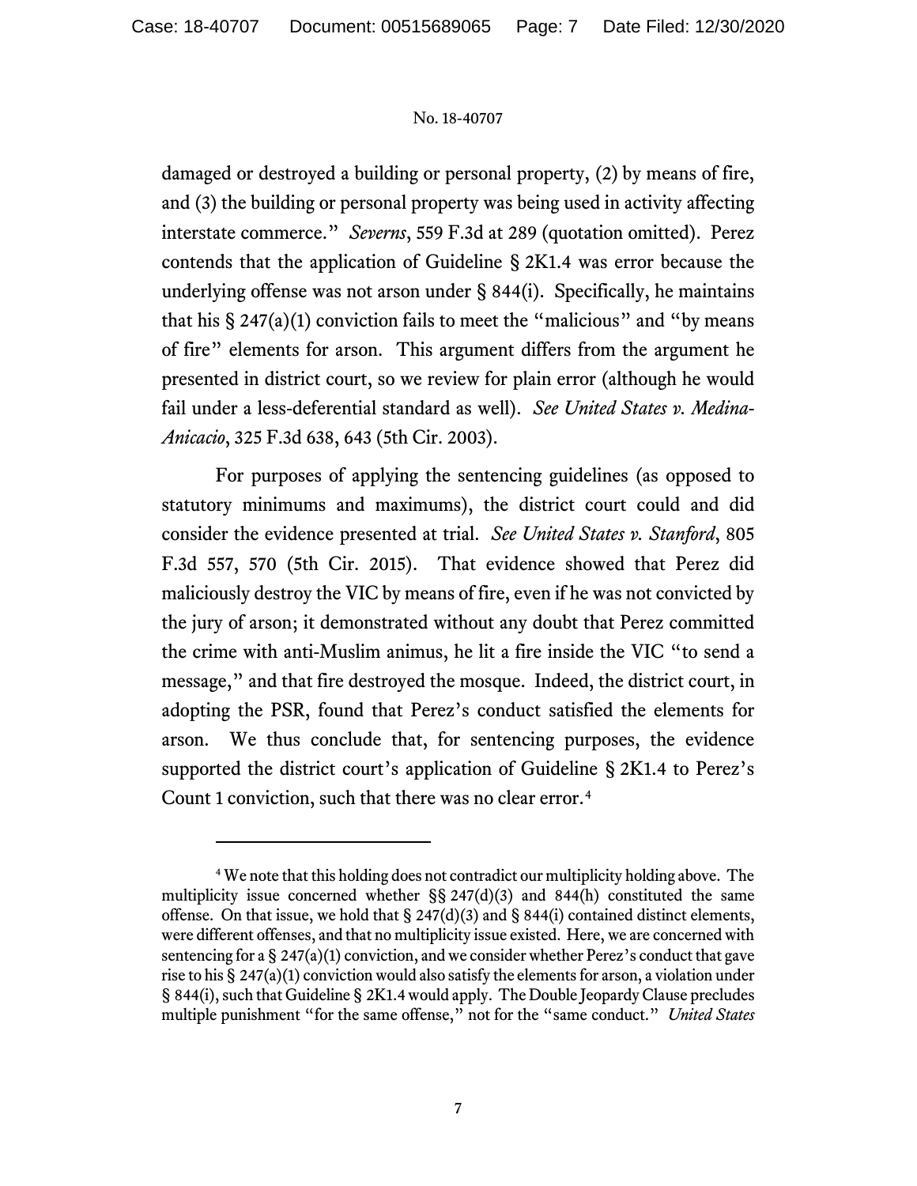damaged or destroyed a building or personal property, (2) by means of fire, and (3) the building or personal property was being used in activity affecting interstate commerce." *Severns*, 559 F.3d at 289 (quotation omitted). Perez contends that the application of Guideline § 2K1.4 was error because the underlying offense was not arson under § 844(i). Specifically, he maintains that his § 247(a)(1) conviction fails to meet the "malicious" and "by means of fire" elements for arson. This argument differs from the argument he presented in district court, so we review for plain error (although he would fail under a less-deferential standard as well). *See United States v. Medina-Anicacio*, 325 F.3d 638, 643 (5th Cir. 2003).

For purposes of applying the sentencing guidelines (as opposed to statutory minimums and maximums), the district court could and did consider the evidence presented at trial. *See United States v. Stanford*, 805 F.3d 557, 570 (5th Cir. 2015). That evidence showed that Perez did maliciously destroy the VIC by means of fire, even if he was not convicted by the jury of arson; it demonstrated without any doubt that Perez committed the crime with anti-Muslim animus, he lit a fire inside the VIC "to send a message," and that fire destroyed the mosque. Indeed, the district court, in adopting the PSR, found that Perez's conduct satisfied the elements for arson. We thus conclude that, for sentencing purposes, the evidence supported the district court's application of Guideline § 2K1.4 to Perez's Count 1 conviction, such that there was no clear error.[4]

---

[4] We note that this holding does not contradict our multiplicity holding above. The multiplicity issue concerned whether §§ 247(d)(3) and 844(h) constituted the same offense. On that issue, we hold that § 247(d)(3) and § 844(i) contained distinct elements, were different offenses, and that no multiplicity issue existed. Here, we are concerned with sentencing for a § 247(a)(1) conviction, and we consider whether Perez's conduct that gave rise to his § 247(a)(1) conviction would also satisfy the elements for arson, a violation under § 844(i), such that Guideline § 2K1.4 would apply. The Double Jeopardy Clause precludes multiple punishment "for the same offense," not for the "same conduct." *United States*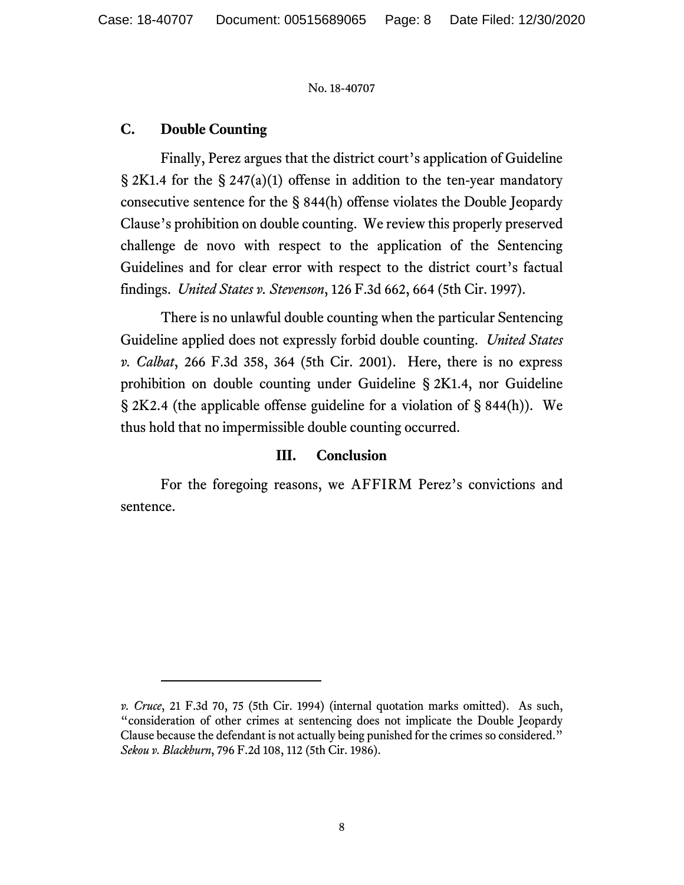### C. Double Counting

Finally, Perez argues that the district court's application of Guideline § 2K1.4 for the § 247(a)(1) offense in addition to the ten-year mandatory consecutive sentence for the § 844(h) offense violates the Double Jeopardy Clause's prohibition on double counting. We review this properly preserved challenge de novo with respect to the application of the Sentencing Guidelines and for clear error with respect to the district court's factual findings. *United States v. Stevenson*, 126 F.3d 662, 664 (5th Cir. 1997).

There is no unlawful double counting when the particular Sentencing Guideline applied does not expressly forbid double counting. *United States v. Calbat*, 266 F.3d 358, 364 (5th Cir. 2001). Here, there is no express prohibition on double counting under Guideline § 2K1.4, nor Guideline § 2K2.4 (the applicable offense guideline for a violation of § 844(h)). We thus hold that no impermissible double counting occurred.

## III. Conclusion

For the foregoing reasons, we AFFIRM Perez's convictions and sentence.

---

*v. Cruce*, 21 F.3d 70, 75 (5th Cir. 1994) (internal quotation marks omitted). As such, "consideration of other crimes at sentencing does not implicate the Double Jeopardy Clause because the defendant is not actually being punished for the crimes so considered." *Sekou v. Blackburn*, 796 F.2d 108, 112 (5th Cir. 1986).